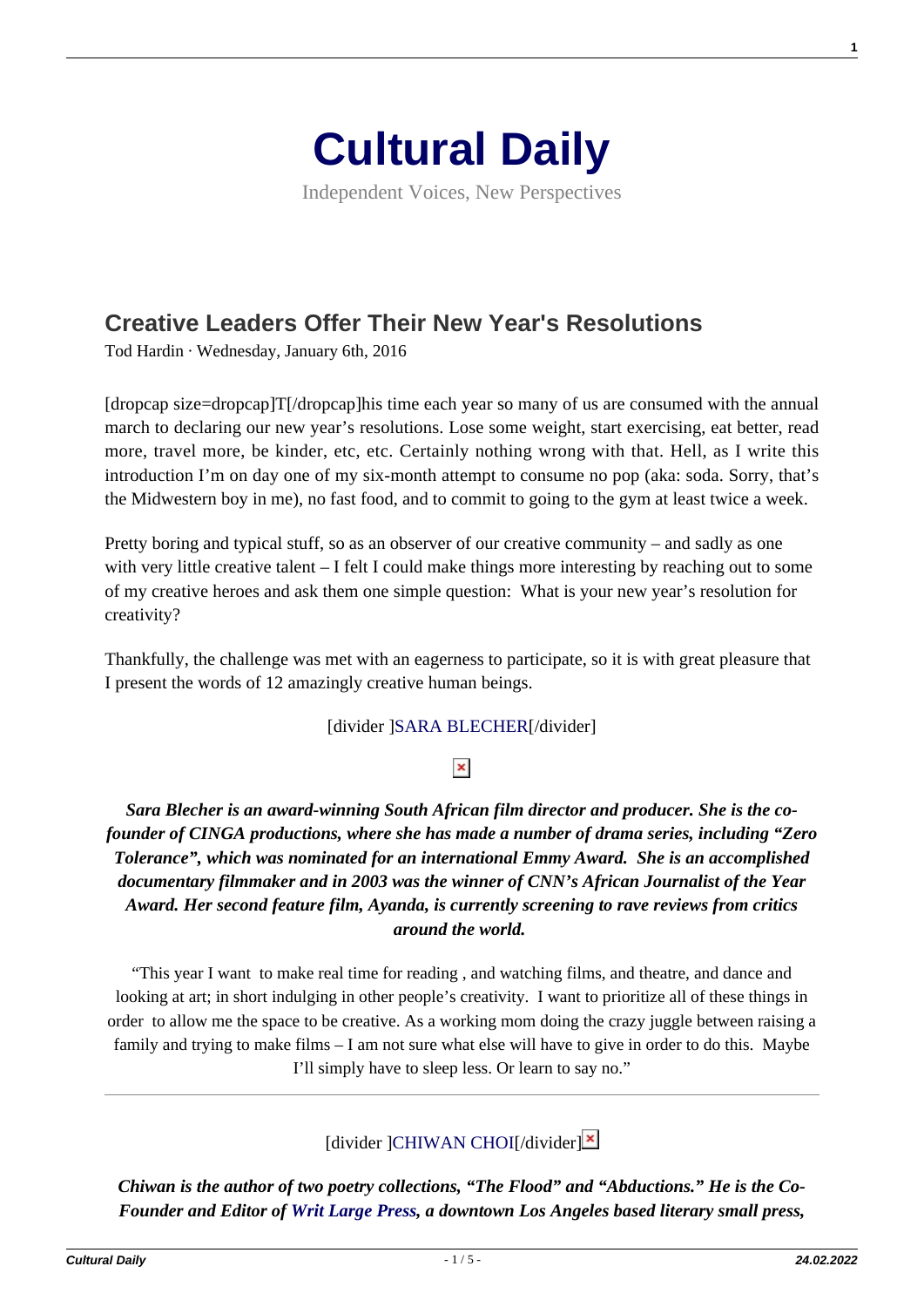# Cultural Daily

Independent Voices, New Perspectives

## Creative Leaders Offer Their New Year's Resolutions

Tod Hardin · Wednesday, January 6th, 2016

[dropcap size=dropcap]T[/dropcap]his time each year so many of us are consumed with the annual march to declaring our new year's resolutions. Lose some weight, start exercising, eat better, read more, travel more, be kinder, etc, etc. Certainly nothing wrong with that. Hell, as I write this introduction I'm on day one of my six-month attempt to consume no pop (aka: soda. Sorry, that's the Midwestern boy in me), no fast food, and to commit to going to the gym at least twice a week.

Pretty boring and typical stuff, so as an observer of our creative community – and sadly as one with very little creative talent – I felt I could make things more interesting by reaching out to some of my creative heroes and ask them one simple question: What is your new year's resolution for creativity?

Thankfully, the challenge was met with an eagerness to participate, so it is with great pleasure that I present the words of 12 amazingly creative human beings.

[divider ]SARA BLECHER[/divider]

***Sara Blecher is an award-winning South African film director and producer. She is the co-founder of CINGA productions, where she has made a number of drama series, including "Zero Tolerance", which was nominated for an international Emmy Award. She is an accomplished documentary filmmaker and in 2003 was the winner of CNN's African Journalist of the Year Award. Her second feature film, Ayanda, is currently screening to rave reviews from critics around the world.***

"This year I want to make real time for reading , and watching films, and theatre, and dance and looking at art; in short indulging in other people's creativity. I want to prioritize all of these things in order to allow me the space to be creative. As a working mom doing the crazy juggle between raising a family and trying to make films – I am not sure what else will have to give in order to do this. Maybe I'll simply have to sleep less. Or learn to say no."

---

[divider ]CHIWAN CHOI[/divider]

***Chiwan is the author of two poetry collections, "The Flood" and "Abductions." He is the Co-Founder and Editor of Writ Large Press, a downtown Los Angeles based literary small press,***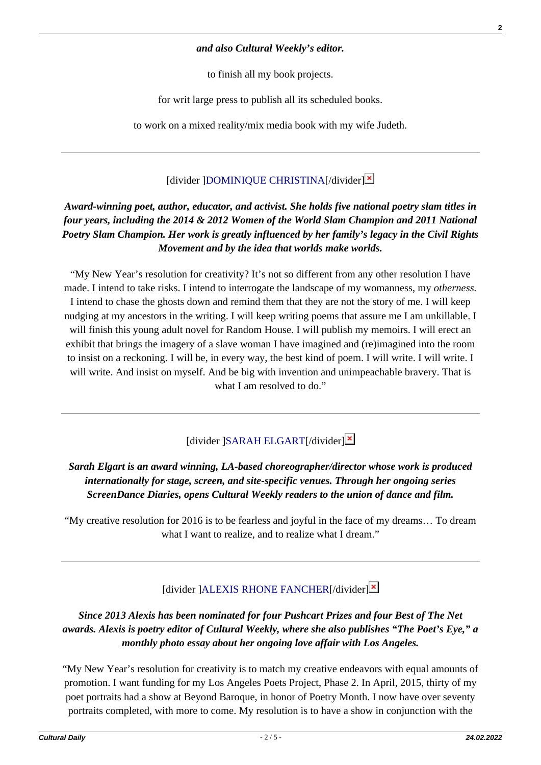***and also Cultural Weekly's editor.***

to finish all my book projects.

for writ large press to publish all its scheduled books.

to work on a mixed reality/mix media book with my wife Judeth.

---

[divider ]DOMINIQUE CHRISTINA[/divider]

***Award-winning poet, author, educator, and activist. She holds five national poetry slam titles in four years, including the 2014 & 2012 Women of the World Slam Champion and 2011 National Poetry Slam Champion. Her work is greatly influenced by her family's legacy in the Civil Rights Movement and by the idea that worlds make worlds.***

"My New Year's resolution for creativity? It's not so different from any other resolution I have made. I intend to take risks. I intend to interrogate the landscape of my womanness, my *otherness.* I intend to chase the ghosts down and remind them that they are not the story of me. I will keep nudging at my ancestors in the writing. I will keep writing poems that assure me I am unkillable. I will finish this young adult novel for Random House. I will publish my memoirs. I will erect an exhibit that brings the imagery of a slave woman I have imagined and (re)imagined into the room to insist on a reckoning. I will be, in every way, the best kind of poem. I will write. I will write. I will write. And insist on myself. And be big with invention and unimpeachable bravery. That is what I am resolved to do."

---

[divider ]SARAH ELGART[/divider]

***Sarah Elgart is an award winning, LA-based choreographer/director whose work is produced internationally for stage, screen, and site-specific venues. Through her ongoing series ScreenDance Diaries, opens Cultural Weekly readers to the union of dance and film.***

"My creative resolution for 2016 is to be fearless and joyful in the face of my dreams… To dream what I want to realize, and to realize what I dream."

---

[divider ]ALEXIS RHONE FANCHER[/divider]

***Since 2013 Alexis has been nominated for four Pushcart Prizes and four Best of The Net awards. Alexis is poetry editor of Cultural Weekly, where she also publishes "The Poet's Eye," a monthly photo essay about her ongoing love affair with Los Angeles.***

"My New Year's resolution for creativity is to match my creative endeavors with equal amounts of promotion. I want funding for my Los Angeles Poets Project, Phase 2. In April, 2015, thirty of my poet portraits had a show at Beyond Baroque, in honor of Poetry Month. I now have over seventy portraits completed, with more to come. My resolution is to have a show in conjunction with the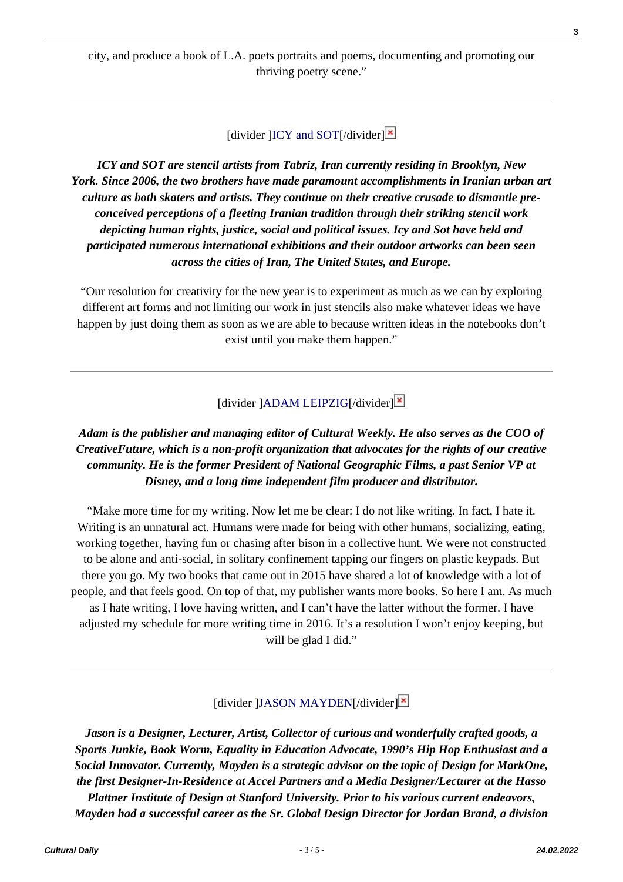city, and produce a book of L.A. poets portraits and poems, documenting and promoting our thriving poetry scene."

---

[divider ]ICY and SOT[/divider]

***ICY and SOT are stencil artists from Tabriz, Iran currently residing in Brooklyn, New York. Since 2006, the two brothers have made paramount accomplishments in Iranian urban art culture as both skaters and artists. They continue on their creative crusade to dismantle pre-conceived perceptions of a fleeting Iranian tradition through their striking stencil work depicting human rights, justice, social and political issues. Icy and Sot have held and participated numerous international exhibitions and their outdoor artworks can been seen across the cities of Iran, The United States, and Europe.***

"Our resolution for creativity for the new year is to experiment as much as we can by exploring different art forms and not limiting our work in just stencils also make whatever ideas we have happen by just doing them as soon as we are able to because written ideas in the notebooks don't exist until you make them happen."

---

[divider ]ADAM LEIPZIG[/divider]

***Adam is the publisher and managing editor of Cultural Weekly. He also serves as the COO of CreativeFuture, which is a non-profit organization that advocates for the rights of our creative community. He is the former President of National Geographic Films, a past Senior VP at Disney, and a long time independent film producer and distributor.***

"Make more time for my writing. Now let me be clear: I do not like writing. In fact, I hate it. Writing is an unnatural act. Humans were made for being with other humans, socializing, eating, working together, having fun or chasing after bison in a collective hunt. We were not constructed to be alone and anti-social, in solitary confinement tapping our fingers on plastic keypads. But there you go. My two books that came out in 2015 have shared a lot of knowledge with a lot of people, and that feels good. On top of that, my publisher wants more books. So here I am. As much as I hate writing, I love having written, and I can't have the latter without the former. I have adjusted my schedule for more writing time in 2016. It's a resolution I won't enjoy keeping, but will be glad I did."

---

[divider ]JASON MAYDEN[/divider]

***Jason is a Designer, Lecturer, Artist, Collector of curious and wonderfully crafted goods, a Sports Junkie, Book Worm, Equality in Education Advocate, 1990's Hip Hop Enthusiast and a Social Innovator. Currently, Mayden is a strategic advisor on the topic of Design for MarkOne, the first Designer-In-Residence at Accel Partners and a Media Designer/Lecturer at the Hasso Plattner Institute of Design at Stanford University. Prior to his various current endeavors, Mayden had a successful career as the Sr. Global Design Director for Jordan Brand, a division***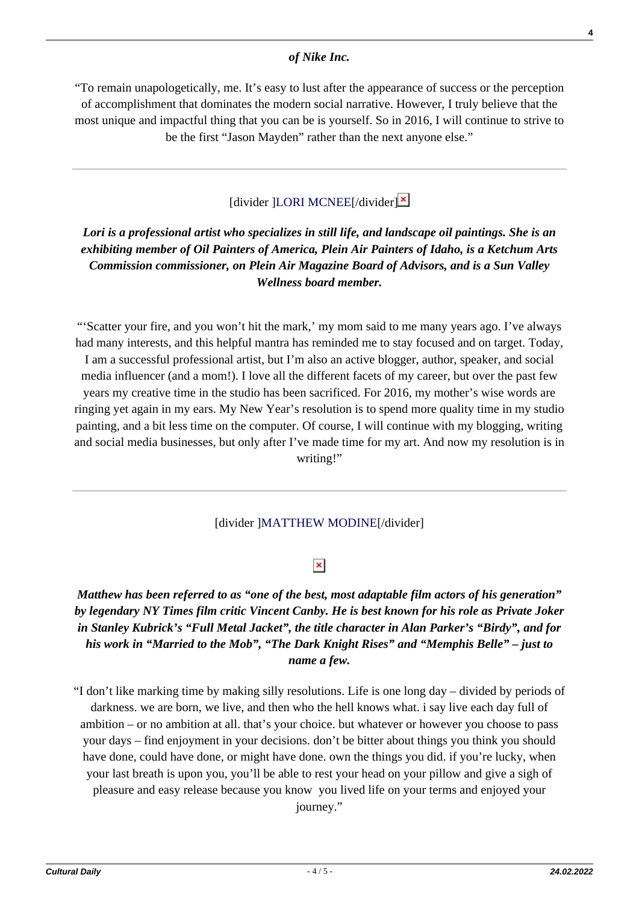***of Nike Inc.***

"To remain unapologetically, me. It's easy to lust after the appearance of success or the perception of accomplishment that dominates the modern social narrative. However, I truly believe that the most unique and impactful thing that you can be is yourself. So in 2016, I will continue to strive to be the first "Jason Mayden" rather than the next anyone else."

---

[divider ]LORI MCNEE[/divider]

***Lori is a professional artist who specializes in still life, and landscape oil paintings. She is an exhibiting member of Oil Painters of America, Plein Air Painters of Idaho, is a Ketchum Arts Commission commissioner, on Plein Air Magazine Board of Advisors, and is a Sun Valley Wellness board member.***

"'Scatter your fire, and you won't hit the mark,' my mom said to me many years ago. I've always had many interests, and this helpful mantra has reminded me to stay focused and on target. Today, I am a successful professional artist, but I'm also an active blogger, author, speaker, and social media influencer (and a mom!). I love all the different facets of my career, but over the past few years my creative time in the studio has been sacrificed. For 2016, my mother's wise words are ringing yet again in my ears. My New Year's resolution is to spend more quality time in my studio painting, and a bit less time on the computer. Of course, I will continue with my blogging, writing and social media businesses, but only after I've made time for my art. And now my resolution is in writing!"

---

[divider ]MATTHEW MODINE[/divider]

***Matthew has been referred to as "one of the best, most adaptable film actors of his generation" by legendary NY Times film critic Vincent Canby. He is best known for his role as Private Joker in Stanley Kubrick's "Full Metal Jacket", the title character in Alan Parker's "Birdy", and for his work in "Married to the Mob", "The Dark Knight Rises" and "Memphis Belle" – just to name a few.***

"I don't like marking time by making silly resolutions. Life is one long day – divided by periods of darkness. we are born, we live, and then who the hell knows what. i say live each day full of ambition – or no ambition at all. that's your choice. but whatever or however you choose to pass your days – find enjoyment in your decisions. don't be bitter about things you think you should have done, could have done, or might have done. own the things you did. if you're lucky, when your last breath is upon you, you'll be able to rest your head on your pillow and give a sigh of pleasure and easy release because you know you lived life on your terms and enjoyed your journey."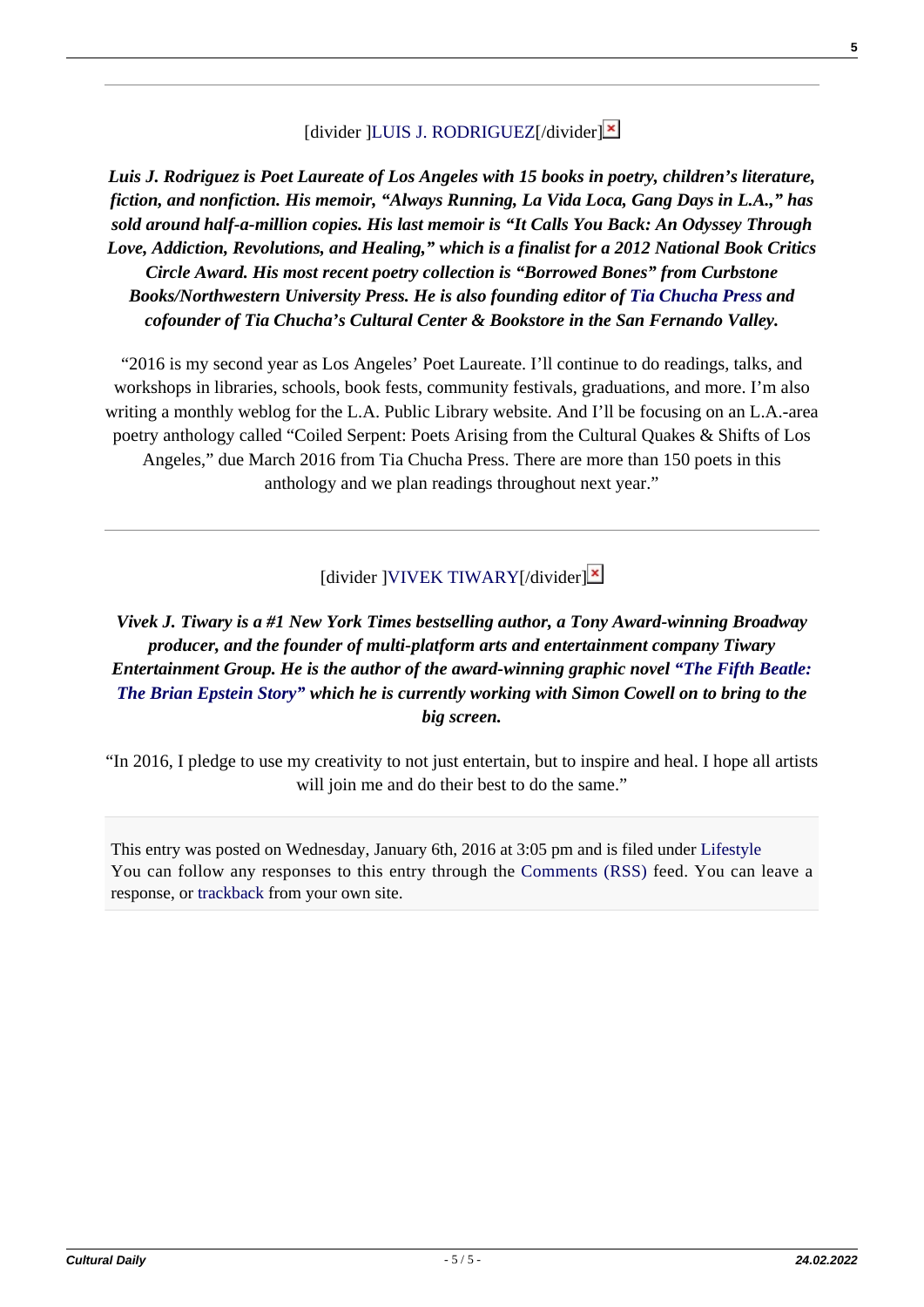---

[divider ]LUIS J. RODRIGUEZ[/divider]

***Luis J. Rodriguez is Poet Laureate of Los Angeles with 15 books in poetry, children's literature, fiction, and nonfiction. His memoir, "Always Running, La Vida Loca, Gang Days in L.A.," has sold around half-a-million copies. His last memoir is "It Calls You Back: An Odyssey Through Love, Addiction, Revolutions, and Healing," which is a finalist for a 2012 National Book Critics Circle Award. His most recent poetry collection is "Borrowed Bones" from Curbstone Books/Northwestern University Press. He is also founding editor of Tia Chucha Press and cofounder of Tia Chucha's Cultural Center & Bookstore in the San Fernando Valley.***

"2016 is my second year as Los Angeles' Poet Laureate. I'll continue to do readings, talks, and workshops in libraries, schools, book fests, community festivals, graduations, and more. I'm also writing a monthly weblog for the L.A. Public Library website. And I'll be focusing on an L.A.-area poetry anthology called "Coiled Serpent: Poets Arising from the Cultural Quakes & Shifts of Los Angeles," due March 2016 from Tia Chucha Press. There are more than 150 poets in this anthology and we plan readings throughout next year."

---

[divider ]VIVEK TIWARY[/divider]

***Vivek J. Tiwary is a #1 New York Times bestselling author, a Tony Award-winning Broadway producer, and the founder of multi-platform arts and entertainment company Tiwary Entertainment Group. He is the author of the award-winning graphic novel "The Fifth Beatle: The Brian Epstein Story" which he is currently working with Simon Cowell on to bring to the big screen.***

"In 2016, I pledge to use my creativity to not just entertain, but to inspire and heal. I hope all artists will join me and do their best to do the same."

This entry was posted on Wednesday, January 6th, 2016 at 3:05 pm and is filed under Lifestyle
You can follow any responses to this entry through the Comments (RSS) feed. You can leave a response, or trackback from your own site.